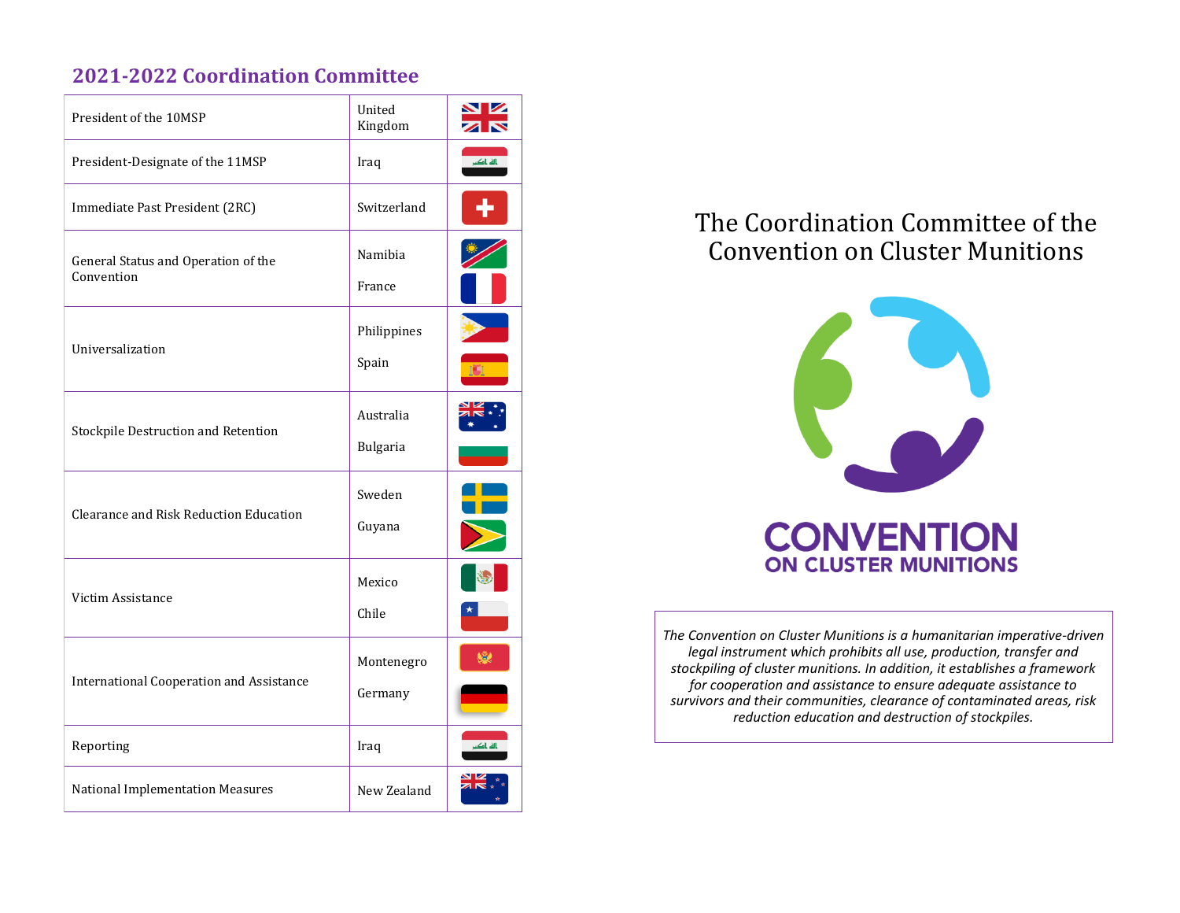## 2021-2022 Coordination Committee

| Role | Country |
|---|---|
| President of the 10MSP | United Kingdom |
| President-Designate of the 11MSP | Iraq |
| Immediate Past President (2RC) | Switzerland |
| General Status and Operation of the Convention | Namibia<br>France |
| Universalization | Philippines<br>Spain |
| Stockpile Destruction and Retention | Australia<br>Bulgaria |
| Clearance and Risk Reduction Education | Sweden<br>Guyana |
| Victim Assistance | Mexico<br>Chile |
| International Cooperation and Assistance | Montenegro<br>Germany |
| Reporting | Iraq |
| National Implementation Measures | New Zealand |

# The Coordination Committee of the Convention on Cluster Munitions

CONVENTION ON CLUSTER MUNITIONS

*The Convention on Cluster Munitions is a humanitarian imperative-driven legal instrument which prohibits all use, production, transfer and stockpiling of cluster munitions. In addition, it establishes a framework for cooperation and assistance to ensure adequate assistance to survivors and their communities, clearance of contaminated areas, risk reduction education and destruction of stockpiles.*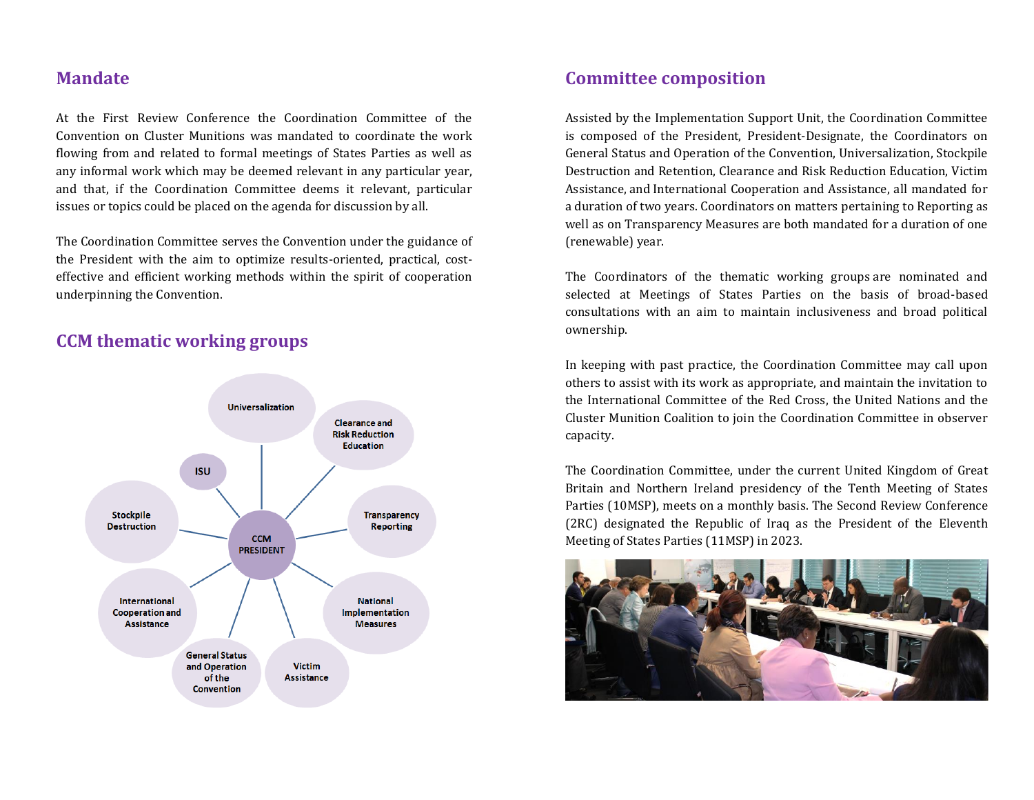## Mandate

At the First Review Conference the Coordination Committee of the Convention on Cluster Munitions was mandated to coordinate the work flowing from and related to formal meetings of States Parties as well as any informal work which may be deemed relevant in any particular year, and that, if the Coordination Committee deems it relevant, particular issues or topics could be placed on the agenda for discussion by all.

The Coordination Committee serves the Convention under the guidance of the President with the aim to optimize results-oriented, practical, cost-effective and efficient working methods within the spirit of cooperation underpinning the Convention.

## CCM thematic working groups

CCM PRESIDENT

Universalization

Clearance and Risk Reduction Education

Transparency Reporting

National Implementation Measures

Victim Assistance

General Status and Operation of the Convention

International Cooperation and Assistance

Stockpile Destruction

ISU

## Committee composition

Assisted by the Implementation Support Unit, the Coordination Committee is composed of the President, President-Designate, the Coordinators on General Status and Operation of the Convention, Universalization, Stockpile Destruction and Retention, Clearance and Risk Reduction Education, Victim Assistance, and International Cooperation and Assistance, all mandated for a duration of two years. Coordinators on matters pertaining to Reporting as well as on Transparency Measures are both mandated for a duration of one (renewable) year.

The Coordinators of the thematic working groups are nominated and selected at Meetings of States Parties on the basis of broad-based consultations with an aim to maintain inclusiveness and broad political ownership.

In keeping with past practice, the Coordination Committee may call upon others to assist with its work as appropriate, and maintain the invitation to the International Committee of the Red Cross, the United Nations and the Cluster Munition Coalition to join the Coordination Committee in observer capacity.

The Coordination Committee, under the current United Kingdom of Great Britain and Northern Ireland presidency of the Tenth Meeting of States Parties (10MSP), meets on a monthly basis. The Second Review Conference (2RC) designated the Republic of Iraq as the President of the Eleventh Meeting of States Parties (11MSP) in 2023.